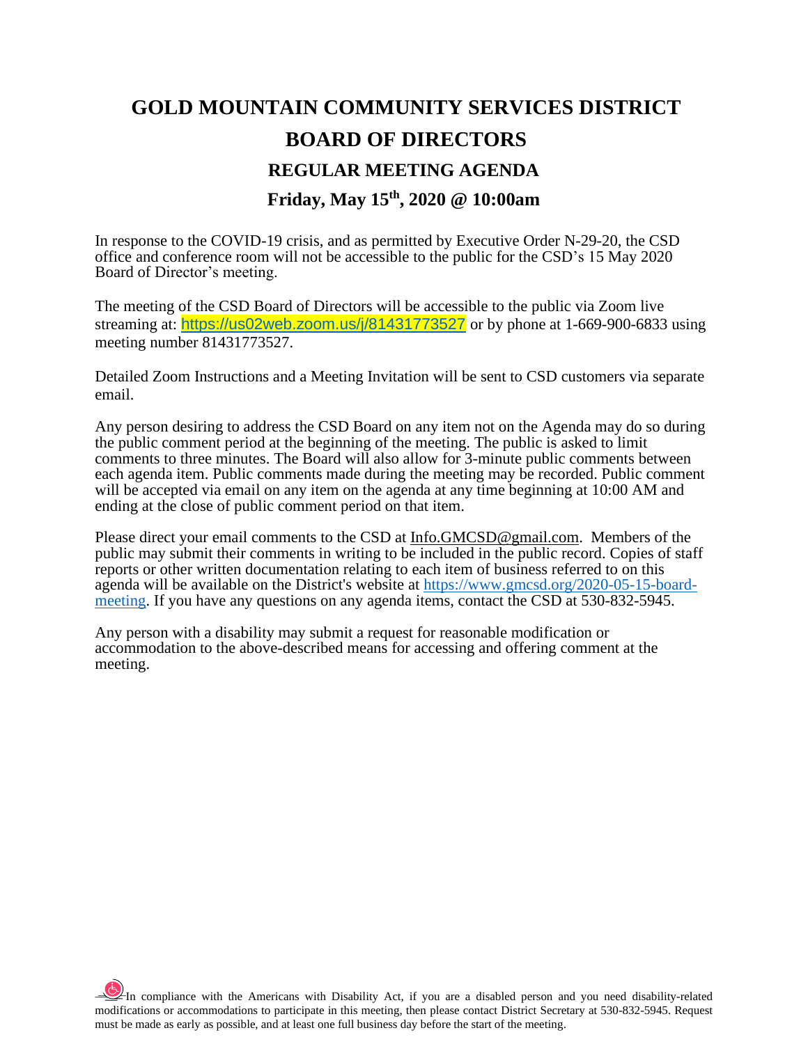# GOLD MOUNTAIN COMMUNITY SERVICES DISTRICT

# BOARD OF DIRECTORS

## REGULAR MEETING AGENDA

## Friday, May 15th, 2020 @ 10:00am

In response to the COVID-19 crisis, and as permitted by Executive Order N-29-20, the CSD office and conference room will not be accessible to the public for the CSD's 15 May 2020 Board of Director's meeting.

The meeting of the CSD Board of Directors will be accessible to the public via Zoom live streaming at: https://us02web.zoom.us/j/81431773527 or by phone at 1-669-900-6833 using meeting number 81431773527.

Detailed Zoom Instructions and a Meeting Invitation will be sent to CSD customers via separate email.

Any person desiring to address the CSD Board on any item not on the Agenda may do so during the public comment period at the beginning of the meeting. The public is asked to limit comments to three minutes. The Board will also allow for 3-minute public comments between each agenda item. Public comments made during the meeting may be recorded. Public comment will be accepted via email on any item on the agenda at any time beginning at 10:00 AM and ending at the close of public comment period on that item.

Please direct your email comments to the CSD at Info.GMCSD@gmail.com. Members of the public may submit their comments in writing to be included in the public record. Copies of staff reports or other written documentation relating to each item of business referred to on this agenda will be available on the District's website at https://www.gmcsd.org/2020-05-15-board-meeting. If you have any questions on any agenda items, contact the CSD at 530-832-5945.

Any person with a disability may submit a request for reasonable modification or accommodation to the above-described means for accessing and offering comment at the meeting.

In compliance with the Americans with Disability Act, if you are a disabled person and you need disability-related modifications or accommodations to participate in this meeting, then please contact District Secretary at 530-832-5945. Request must be made as early as possible, and at least one full business day before the start of the meeting.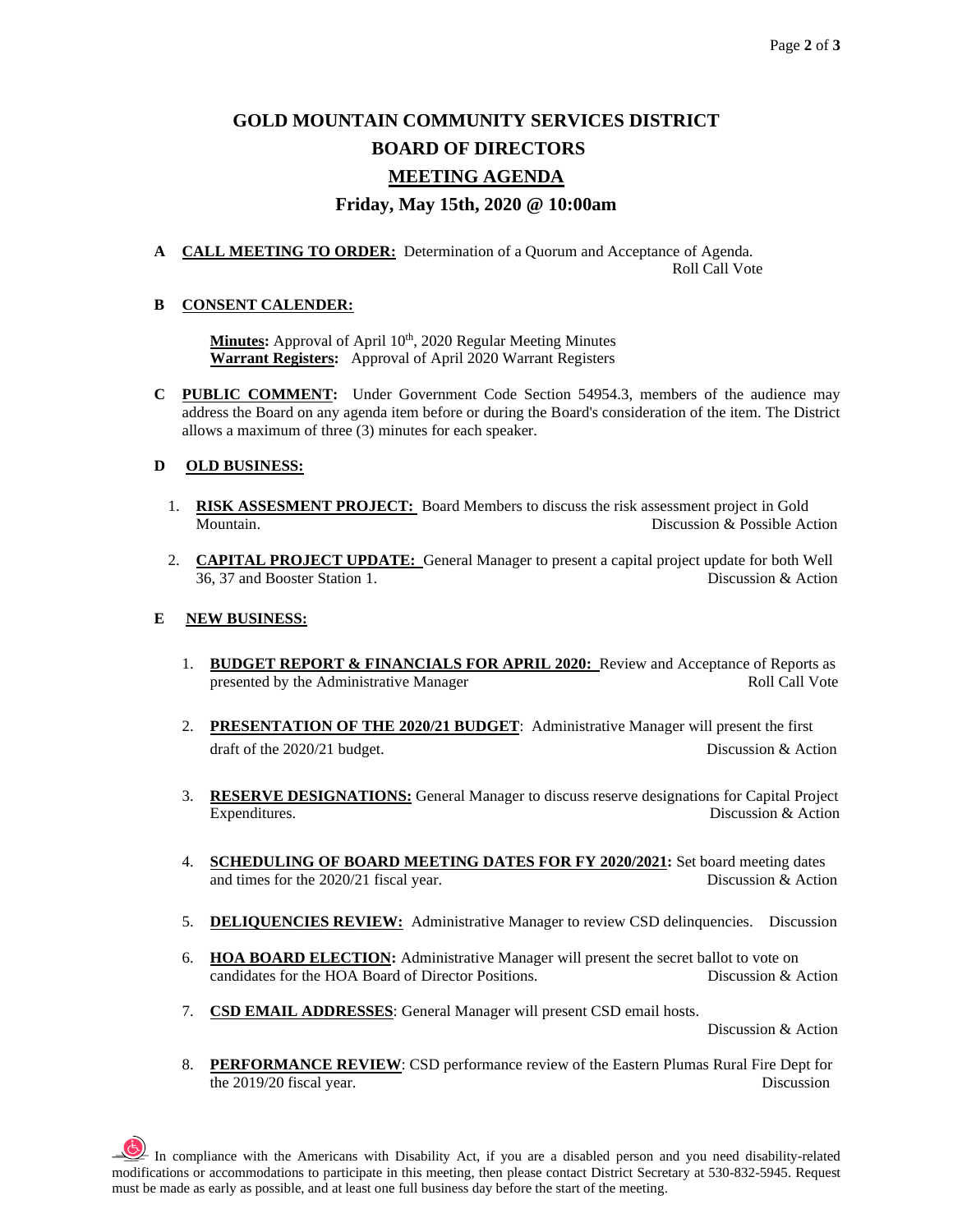# GOLD MOUNTAIN COMMUNITY SERVICES DISTRICT
# BOARD OF DIRECTORS
## MEETING AGENDA
### Friday, May 15th, 2020 @ 10:00am

**A** **CALL MEETING TO ORDER:** Determination of a Quorum and Acceptance of Agenda. Roll Call Vote

**B** **CONSENT CALENDER:**

**Minutes:** Approval of April 10th, 2020 Regular Meeting Minutes
**Warrant Registers:** Approval of April 2020 Warrant Registers

**C** **PUBLIC COMMENT:** Under Government Code Section 54954.3, members of the audience may address the Board on any agenda item before or during the Board's consideration of the item. The District allows a maximum of three (3) minutes for each speaker.

**D** **OLD BUSINESS:**

1. **RISK ASSESMENT PROJECT:** Board Members to discuss the risk assessment project in Gold Mountain. Discussion & Possible Action

2. **CAPITAL PROJECT UPDATE:** General Manager to present a capital project update for both Well 36, 37 and Booster Station 1. Discussion & Action

**E** **NEW BUSINESS:**

1. **BUDGET REPORT & FINANCIALS FOR APRIL 2020:** Review and Acceptance of Reports as presented by the Administrative Manager Roll Call Vote

2. **PRESENTATION OF THE 2020/21 BUDGET**: Administrative Manager will present the first draft of the 2020/21 budget. Discussion & Action

3. **RESERVE DESIGNATIONS:** General Manager to discuss reserve designations for Capital Project Expenditures. Discussion & Action

4. **SCHEDULING OF BOARD MEETING DATES FOR FY 2020/2021:** Set board meeting dates and times for the 2020/21 fiscal year. Discussion & Action

5. **DELIQUENCIES REVIEW:** Administrative Manager to review CSD delinquencies. Discussion

6. **HOA BOARD ELECTION:** Administrative Manager will present the secret ballot to vote on candidates for the HOA Board of Director Positions. Discussion & Action

7. **CSD EMAIL ADDRESSES**: General Manager will present CSD email hosts. Discussion & Action

8. **PERFORMANCE REVIEW**: CSD performance review of the Eastern Plumas Rural Fire Dept for the 2019/20 fiscal year. Discussion

In compliance with the Americans with Disability Act, if you are a disabled person and you need disability-related modifications or accommodations to participate in this meeting, then please contact District Secretary at 530-832-5945. Request must be made as early as possible, and at least one full business day before the start of the meeting.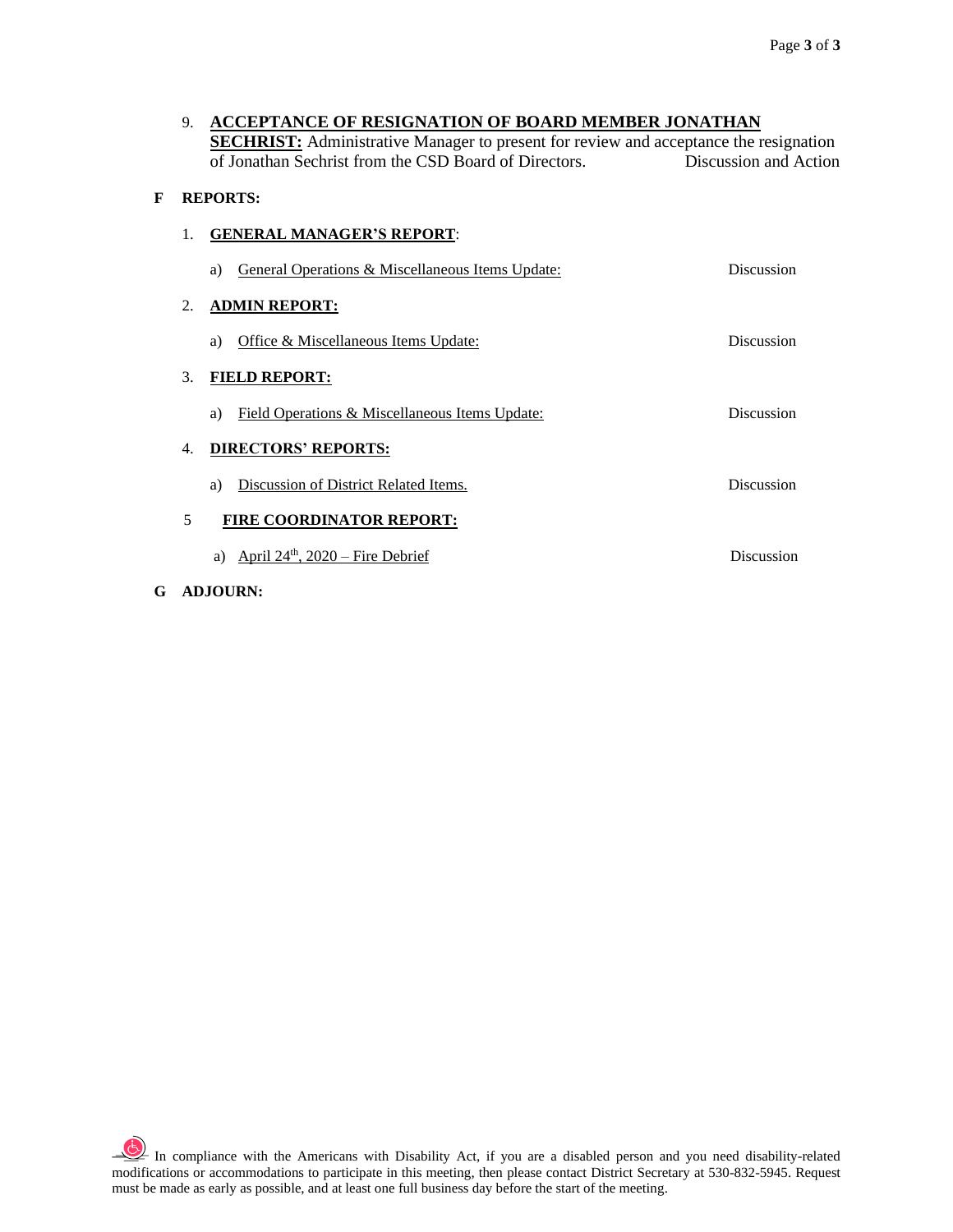9. **ACCEPTANCE OF RESIGNATION OF BOARD MEMBER JONATHAN SECHRIST:** Administrative Manager to present for review and acceptance the resignation of Jonathan Sechrist from the CSD Board of Directors. Discussion and Action

**F REPORTS:**

1. **GENERAL MANAGER'S REPORT**:

   a) General Operations & Miscellaneous Items Update: Discussion

2. **ADMIN REPORT:**

   a) Office & Miscellaneous Items Update: Discussion

3. **FIELD REPORT:**

   a) Field Operations & Miscellaneous Items Update: Discussion

4. **DIRECTORS' REPORTS:**

   a) Discussion of District Related Items. Discussion

5 **FIRE COORDINATOR REPORT:**

   a) April 24th, 2020 – Fire Debrief Discussion

**G ADJOURN:**

In compliance with the Americans with Disability Act, if you are a disabled person and you need disability-related modifications or accommodations to participate in this meeting, then please contact District Secretary at 530-832-5945. Request must be made as early as possible, and at least one full business day before the start of the meeting.